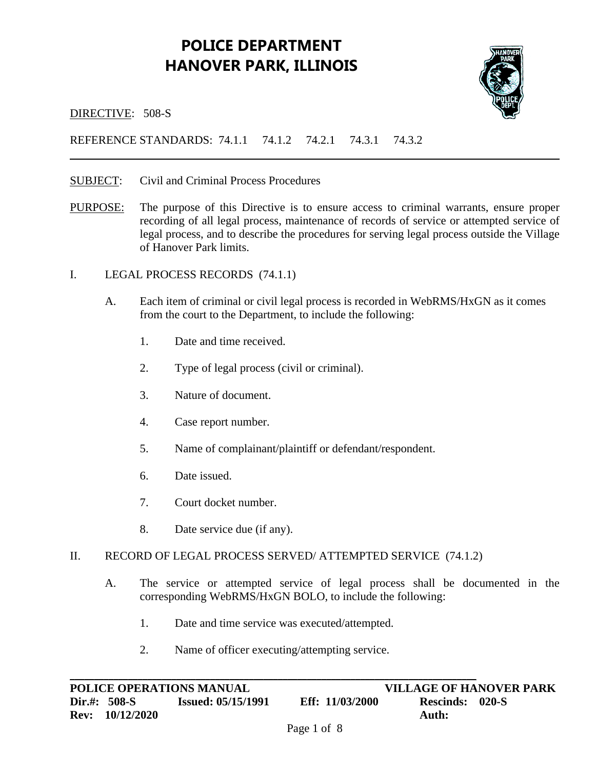# POLICE DEPARTMENT
# HANOVER PARK, ILLINOIS

DIRECTIVE: 508-S

REFERENCE STANDARDS: 74.1.1 74.1.2 74.2.1 74.3.1 74.3.2

---

SUBJECT: Civil and Criminal Process Procedures

PURPOSE: The purpose of this Directive is to ensure access to criminal warrants, ensure proper recording of all legal process, maintenance of records of service or attempted service of legal process, and to describe the procedures for serving legal process outside the Village of Hanover Park limits.

I. LEGAL PROCESS RECORDS (74.1.1)

A. Each item of criminal or civil legal process is recorded in WebRMS/HxGN as it comes from the court to the Department, to include the following:

1. Date and time received.

2. Type of legal process (civil or criminal).

3. Nature of document.

4. Case report number.

5. Name of complainant/plaintiff or defendant/respondent.

6. Date issued.

7. Court docket number.

8. Date service due (if any).

II. RECORD OF LEGAL PROCESS SERVED/ ATTEMPTED SERVICE (74.1.2)

A. The service or attempted service of legal process shall be documented in the corresponding WebRMS/HxGN BOLO, to include the following:

1. Date and time service was executed/attempted.

2. Name of officer executing/attempting service.

---

**POLICE OPERATIONS MANUAL** **VILLAGE OF HANOVER PARK**
**Dir.#: 508-S** **Issued: 05/15/1991** **Eff: 11/03/2000** **Rescinds: 020-S**
**Rev: 10/12/2020** **Auth:**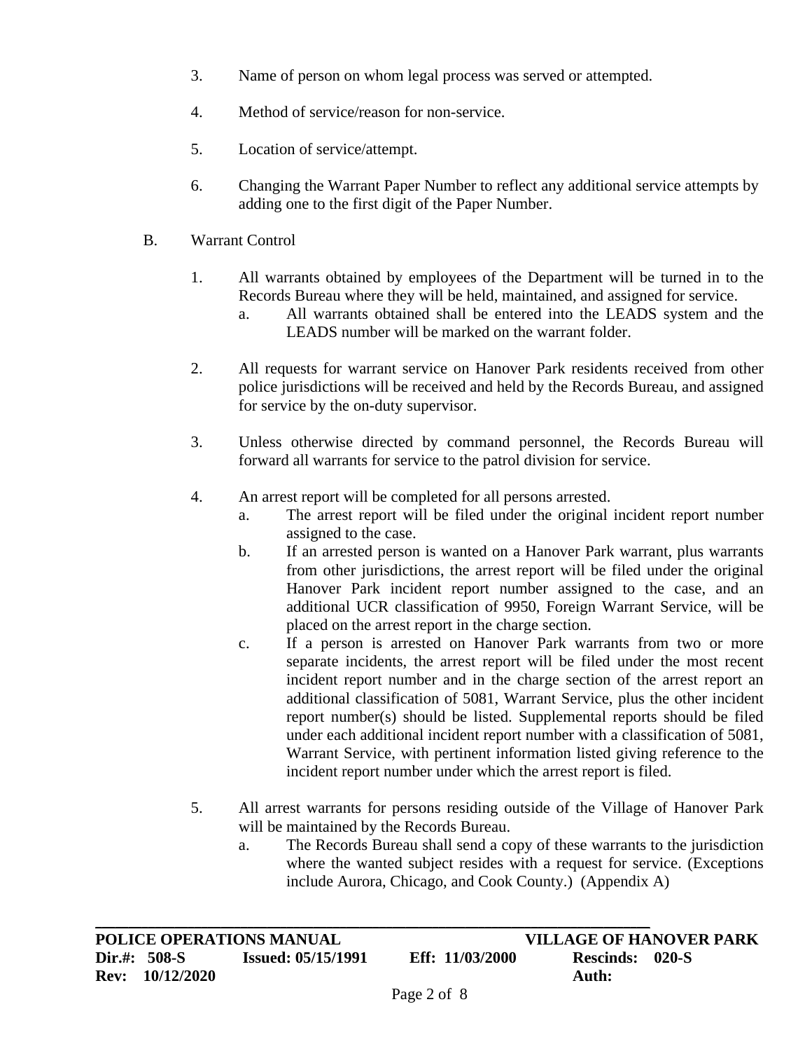3. Name of person on whom legal process was served or attempted.

4. Method of service/reason for non-service.

5. Location of service/attempt.

6. Changing the Warrant Paper Number to reflect any additional service attempts by adding one to the first digit of the Paper Number.

B. Warrant Control

1. All warrants obtained by employees of the Department will be turned in to the Records Bureau where they will be held, maintained, and assigned for service.
   a. All warrants obtained shall be entered into the LEADS system and the LEADS number will be marked on the warrant folder.

2. All requests for warrant service on Hanover Park residents received from other police jurisdictions will be received and held by the Records Bureau, and assigned for service by the on-duty supervisor.

3. Unless otherwise directed by command personnel, the Records Bureau will forward all warrants for service to the patrol division for service.

4. An arrest report will be completed for all persons arrested.
   a. The arrest report will be filed under the original incident report number assigned to the case.
   b. If an arrested person is wanted on a Hanover Park warrant, plus warrants from other jurisdictions, the arrest report will be filed under the original Hanover Park incident report number assigned to the case, and an additional UCR classification of 9950, Foreign Warrant Service, will be placed on the arrest report in the charge section.
   c. If a person is arrested on Hanover Park warrants from two or more separate incidents, the arrest report will be filed under the most recent incident report number and in the charge section of the arrest report an additional classification of 5081, Warrant Service, plus the other incident report number(s) should be listed. Supplemental reports should be filed under each additional incident report number with a classification of 5081, Warrant Service, with pertinent information listed giving reference to the incident report number under which the arrest report is filed.

5. All arrest warrants for persons residing outside of the Village of Hanover Park will be maintained by the Records Bureau.
   a. The Records Bureau shall send a copy of these warrants to the jurisdiction where the wanted subject resides with a request for service. (Exceptions include Aurora, Chicago, and Cook County.) (Appendix A)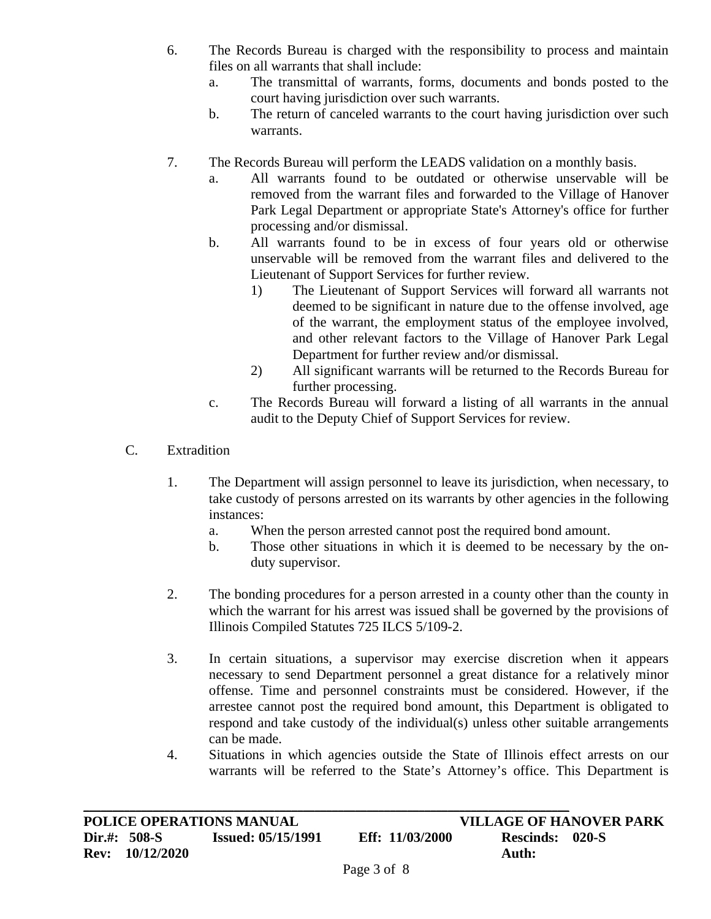6. The Records Bureau is charged with the responsibility to process and maintain files on all warrants that shall include:
   a. The transmittal of warrants, forms, documents and bonds posted to the court having jurisdiction over such warrants.
   b. The return of canceled warrants to the court having jurisdiction over such warrants.

7. The Records Bureau will perform the LEADS validation on a monthly basis.
   a. All warrants found to be outdated or otherwise unservable will be removed from the warrant files and forwarded to the Village of Hanover Park Legal Department or appropriate State's Attorney's office for further processing and/or dismissal.
   b. All warrants found to be in excess of four years old or otherwise unservable will be removed from the warrant files and delivered to the Lieutenant of Support Services for further review.
      1) The Lieutenant of Support Services will forward all warrants not deemed to be significant in nature due to the offense involved, age of the warrant, the employment status of the employee involved, and other relevant factors to the Village of Hanover Park Legal Department for further review and/or dismissal.
      2) All significant warrants will be returned to the Records Bureau for further processing.
   c. The Records Bureau will forward a listing of all warrants in the annual audit to the Deputy Chief of Support Services for review.

C. Extradition

1. The Department will assign personnel to leave its jurisdiction, when necessary, to take custody of persons arrested on its warrants by other agencies in the following instances:
   a. When the person arrested cannot post the required bond amount.
   b. Those other situations in which it is deemed to be necessary by the on-duty supervisor.

2. The bonding procedures for a person arrested in a county other than the county in which the warrant for his arrest was issued shall be governed by the provisions of Illinois Compiled Statutes 725 ILCS 5/109-2.

3. In certain situations, a supervisor may exercise discretion when it appears necessary to send Department personnel a great distance for a relatively minor offense. Time and personnel constraints must be considered. However, if the arrestee cannot post the required bond amount, this Department is obligated to respond and take custody of the individual(s) unless other suitable arrangements can be made.

4. Situations in which agencies outside the State of Illinois effect arrests on our warrants will be referred to the State's Attorney's office. This Department is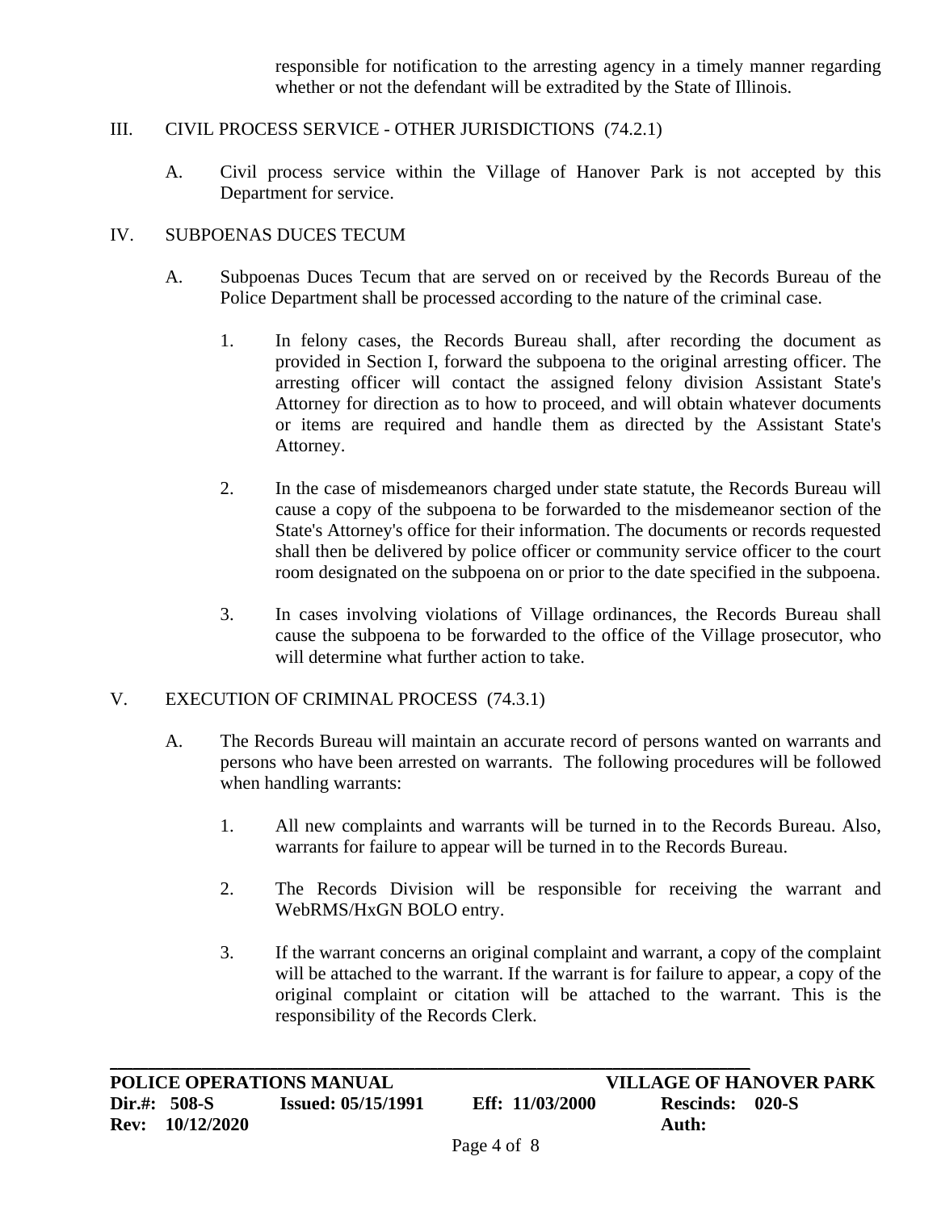responsible for notification to the arresting agency in a timely manner regarding whether or not the defendant will be extradited by the State of Illinois.

## III. CIVIL PROCESS SERVICE - OTHER JURISDICTIONS (74.2.1)

A. Civil process service within the Village of Hanover Park is not accepted by this Department for service.

## IV. SUBPOENAS DUCES TECUM

A. Subpoenas Duces Tecum that are served on or received by the Records Bureau of the Police Department shall be processed according to the nature of the criminal case.

1. In felony cases, the Records Bureau shall, after recording the document as provided in Section I, forward the subpoena to the original arresting officer. The arresting officer will contact the assigned felony division Assistant State's Attorney for direction as to how to proceed, and will obtain whatever documents or items are required and handle them as directed by the Assistant State's Attorney.

2. In the case of misdemeanors charged under state statute, the Records Bureau will cause a copy of the subpoena to be forwarded to the misdemeanor section of the State's Attorney's office for their information. The documents or records requested shall then be delivered by police officer or community service officer to the court room designated on the subpoena on or prior to the date specified in the subpoena.

3. In cases involving violations of Village ordinances, the Records Bureau shall cause the subpoena to be forwarded to the office of the Village prosecutor, who will determine what further action to take.

## V. EXECUTION OF CRIMINAL PROCESS (74.3.1)

A. The Records Bureau will maintain an accurate record of persons wanted on warrants and persons who have been arrested on warrants. The following procedures will be followed when handling warrants:

1. All new complaints and warrants will be turned in to the Records Bureau. Also, warrants for failure to appear will be turned in to the Records Bureau.

2. The Records Division will be responsible for receiving the warrant and WebRMS/HxGN BOLO entry.

3. If the warrant concerns an original complaint and warrant, a copy of the complaint will be attached to the warrant. If the warrant is for failure to appear, a copy of the original complaint or citation will be attached to the warrant. This is the responsibility of the Records Clerk.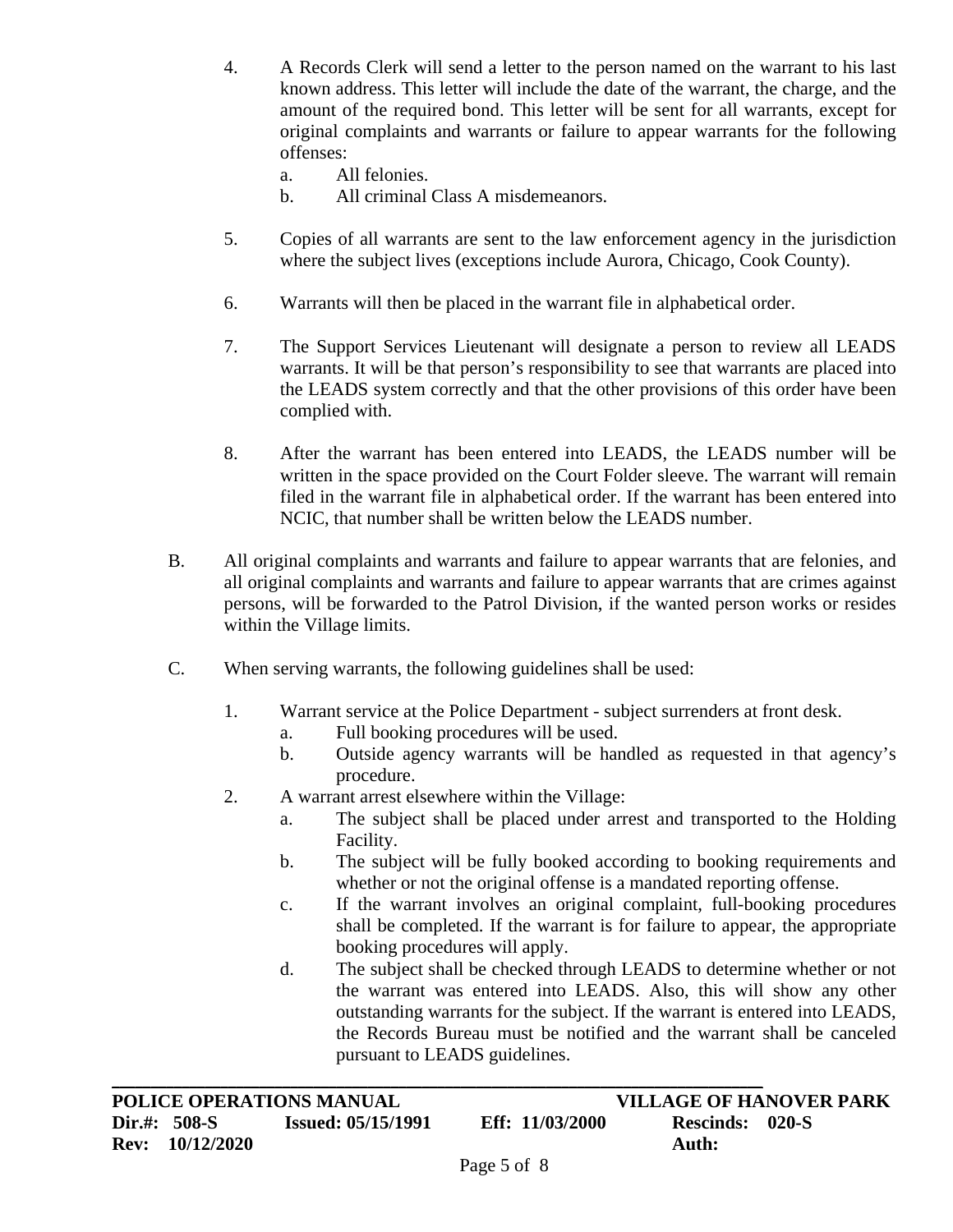4. A Records Clerk will send a letter to the person named on the warrant to his last known address. This letter will include the date of the warrant, the charge, and the amount of the required bond. This letter will be sent for all warrants, except for original complaints and warrants or failure to appear warrants for the following offenses:
   a. All felonies.
   b. All criminal Class A misdemeanors.

5. Copies of all warrants are sent to the law enforcement agency in the jurisdiction where the subject lives (exceptions include Aurora, Chicago, Cook County).

6. Warrants will then be placed in the warrant file in alphabetical order.

7. The Support Services Lieutenant will designate a person to review all LEADS warrants. It will be that person's responsibility to see that warrants are placed into the LEADS system correctly and that the other provisions of this order have been complied with.

8. After the warrant has been entered into LEADS, the LEADS number will be written in the space provided on the Court Folder sleeve. The warrant will remain filed in the warrant file in alphabetical order. If the warrant has been entered into NCIC, that number shall be written below the LEADS number.

B. All original complaints and warrants and failure to appear warrants that are felonies, and all original complaints and warrants and failure to appear warrants that are crimes against persons, will be forwarded to the Patrol Division, if the wanted person works or resides within the Village limits.

C. When serving warrants, the following guidelines shall be used:

1. Warrant service at the Police Department - subject surrenders at front desk.
   a. Full booking procedures will be used.
   b. Outside agency warrants will be handled as requested in that agency's procedure.
2. A warrant arrest elsewhere within the Village:
   a. The subject shall be placed under arrest and transported to the Holding Facility.
   b. The subject will be fully booked according to booking requirements and whether or not the original offense is a mandated reporting offense.
   c. If the warrant involves an original complaint, full-booking procedures shall be completed. If the warrant is for failure to appear, the appropriate booking procedures will apply.
   d. The subject shall be checked through LEADS to determine whether or not the warrant was entered into LEADS. Also, this will show any other outstanding warrants for the subject. If the warrant is entered into LEADS, the Records Bureau must be notified and the warrant shall be canceled pursuant to LEADS guidelines.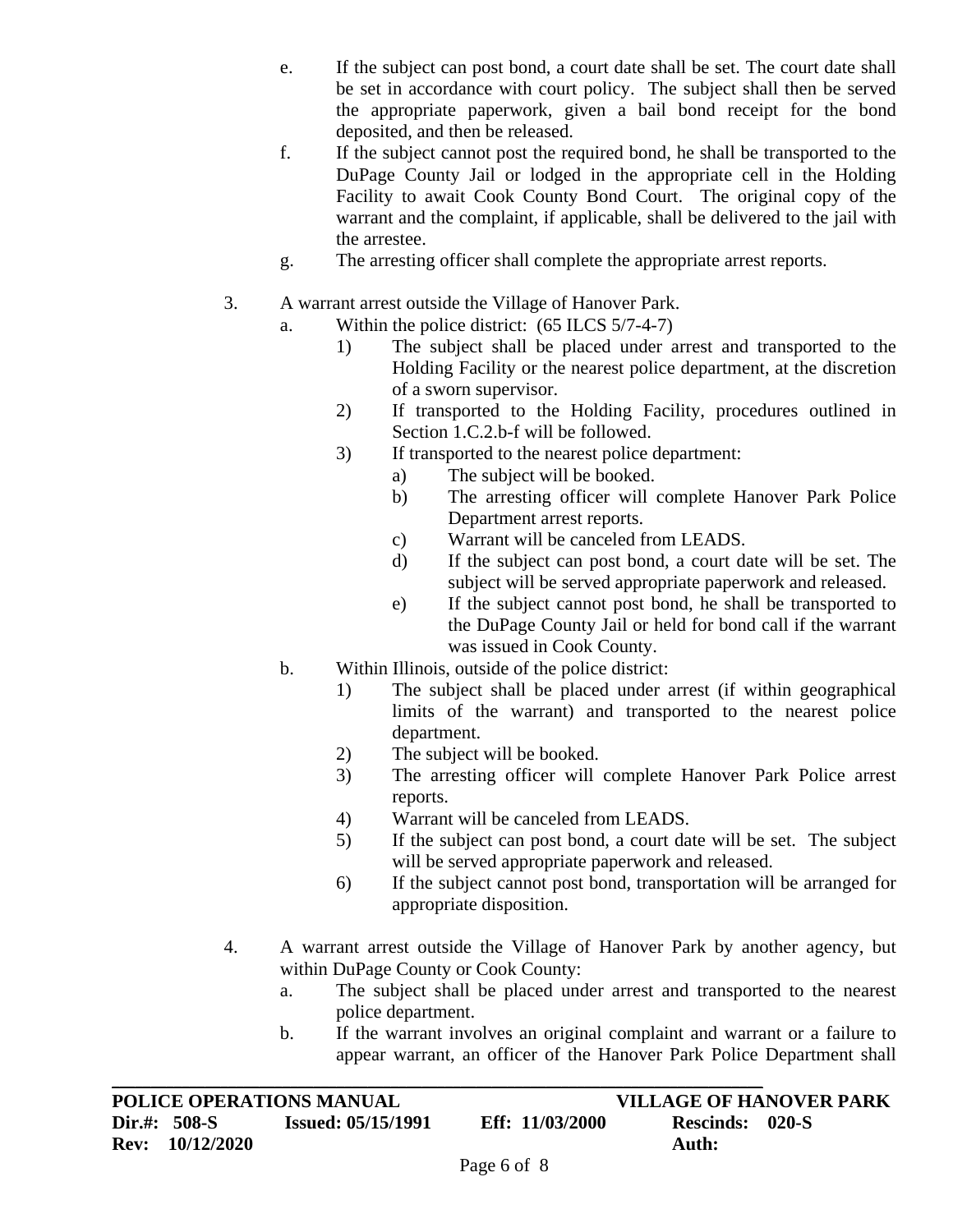e. If the subject can post bond, a court date shall be set. The court date shall be set in accordance with court policy. The subject shall then be served the appropriate paperwork, given a bail bond receipt for the bond deposited, and then be released.

   f. If the subject cannot post the required bond, he shall be transported to the DuPage County Jail or lodged in the appropriate cell in the Holding Facility to await Cook County Bond Court. The original copy of the warrant and the complaint, if applicable, shall be delivered to the jail with the arrestee.

   g. The arresting officer shall complete the appropriate arrest reports.

3. A warrant arrest outside the Village of Hanover Park.

   a. Within the police district: (65 ILCS 5/7-4-7)

      1) The subject shall be placed under arrest and transported to the Holding Facility or the nearest police department, at the discretion of a sworn supervisor.

      2) If transported to the Holding Facility, procedures outlined in Section 1.C.2.b-f will be followed.

      3) If transported to the nearest police department:

         a) The subject will be booked.

         b) The arresting officer will complete Hanover Park Police Department arrest reports.

         c) Warrant will be canceled from LEADS.

         d) If the subject can post bond, a court date will be set. The subject will be served appropriate paperwork and released.

         e) If the subject cannot post bond, he shall be transported to the DuPage County Jail or held for bond call if the warrant was issued in Cook County.

   b. Within Illinois, outside of the police district:

      1) The subject shall be placed under arrest (if within geographical limits of the warrant) and transported to the nearest police department.

      2) The subject will be booked.

      3) The arresting officer will complete Hanover Park Police arrest reports.

      4) Warrant will be canceled from LEADS.

      5) If the subject can post bond, a court date will be set. The subject will be served appropriate paperwork and released.

      6) If the subject cannot post bond, transportation will be arranged for appropriate disposition.

4. A warrant arrest outside the Village of Hanover Park by another agency, but within DuPage County or Cook County:

   a. The subject shall be placed under arrest and transported to the nearest police department.

   b. If the warrant involves an original complaint and warrant or a failure to appear warrant, an officer of the Hanover Park Police Department shall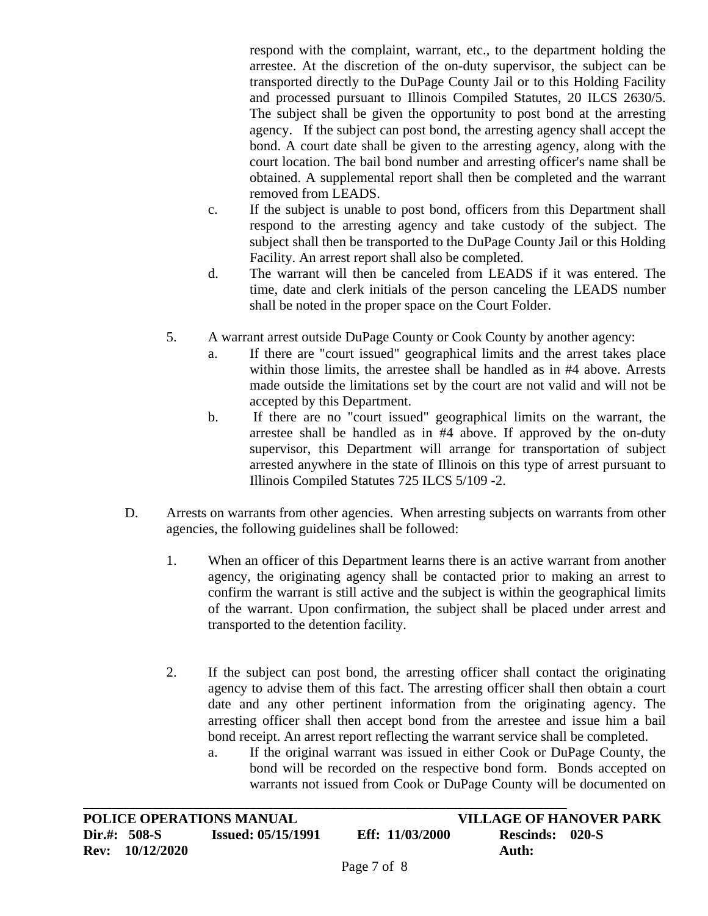respond with the complaint, warrant, etc., to the department holding the arrestee. At the discretion of the on-duty supervisor, the subject can be transported directly to the DuPage County Jail or to this Holding Facility and processed pursuant to Illinois Compiled Statutes, 20 ILCS 2630/5. The subject shall be given the opportunity to post bond at the arresting agency. If the subject can post bond, the arresting agency shall accept the bond. A court date shall be given to the arresting agency, along with the court location. The bail bond number and arresting officer's name shall be obtained. A supplemental report shall then be completed and the warrant removed from LEADS.

c. If the subject is unable to post bond, officers from this Department shall respond to the arresting agency and take custody of the subject. The subject shall then be transported to the DuPage County Jail or this Holding Facility. An arrest report shall also be completed.

d. The warrant will then be canceled from LEADS if it was entered. The time, date and clerk initials of the person canceling the LEADS number shall be noted in the proper space on the Court Folder.

5. A warrant arrest outside DuPage County or Cook County by another agency:

a. If there are "court issued" geographical limits and the arrest takes place within those limits, the arrestee shall be handled as in #4 above. Arrests made outside the limitations set by the court are not valid and will not be accepted by this Department.

b. If there are no "court issued" geographical limits on the warrant, the arrestee shall be handled as in #4 above. If approved by the on-duty supervisor, this Department will arrange for transportation of subject arrested anywhere in the state of Illinois on this type of arrest pursuant to Illinois Compiled Statutes 725 ILCS 5/109 -2.

D. Arrests on warrants from other agencies. When arresting subjects on warrants from other agencies, the following guidelines shall be followed:

1. When an officer of this Department learns there is an active warrant from another agency, the originating agency shall be contacted prior to making an arrest to confirm the warrant is still active and the subject is within the geographical limits of the warrant. Upon confirmation, the subject shall be placed under arrest and transported to the detention facility.

2. If the subject can post bond, the arresting officer shall contact the originating agency to advise them of this fact. The arresting officer shall then obtain a court date and any other pertinent information from the originating agency. The arresting officer shall then accept bond from the arrestee and issue him a bail bond receipt. An arrest report reflecting the warrant service shall be completed.

a. If the original warrant was issued in either Cook or DuPage County, the bond will be recorded on the respective bond form. Bonds accepted on warrants not issued from Cook or DuPage County will be documented on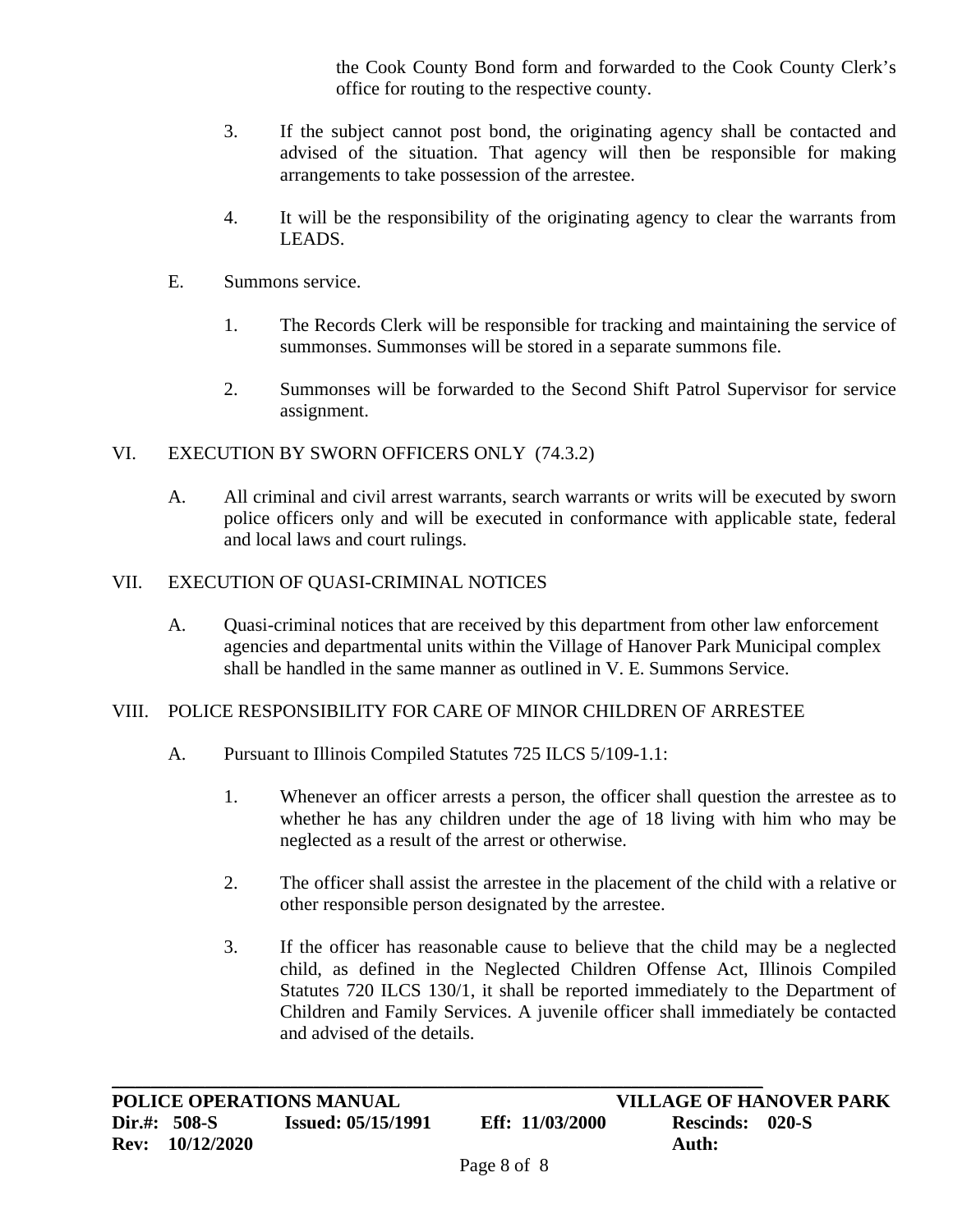the Cook County Bond form and forwarded to the Cook County Clerk's office for routing to the respective county.

3. If the subject cannot post bond, the originating agency shall be contacted and advised of the situation. That agency will then be responsible for making arrangements to take possession of the arrestee.

4. It will be the responsibility of the originating agency to clear the warrants from LEADS.

E. Summons service.

1. The Records Clerk will be responsible for tracking and maintaining the service of summonses. Summonses will be stored in a separate summons file.

2. Summonses will be forwarded to the Second Shift Patrol Supervisor for service assignment.

## VI. EXECUTION BY SWORN OFFICERS ONLY (74.3.2)

A. All criminal and civil arrest warrants, search warrants or writs will be executed by sworn police officers only and will be executed in conformance with applicable state, federal and local laws and court rulings.

## VII. EXECUTION OF QUASI-CRIMINAL NOTICES

A. Quasi-criminal notices that are received by this department from other law enforcement agencies and departmental units within the Village of Hanover Park Municipal complex shall be handled in the same manner as outlined in V. E. Summons Service.

## VIII. POLICE RESPONSIBILITY FOR CARE OF MINOR CHILDREN OF ARRESTEE

A. Pursuant to Illinois Compiled Statutes 725 ILCS 5/109-1.1:

1. Whenever an officer arrests a person, the officer shall question the arrestee as to whether he has any children under the age of 18 living with him who may be neglected as a result of the arrest or otherwise.

2. The officer shall assist the arrestee in the placement of the child with a relative or other responsible person designated by the arrestee.

3. If the officer has reasonable cause to believe that the child may be a neglected child, as defined in the Neglected Children Offense Act, Illinois Compiled Statutes 720 ILCS 130/1, it shall be reported immediately to the Department of Children and Family Services. A juvenile officer shall immediately be contacted and advised of the details.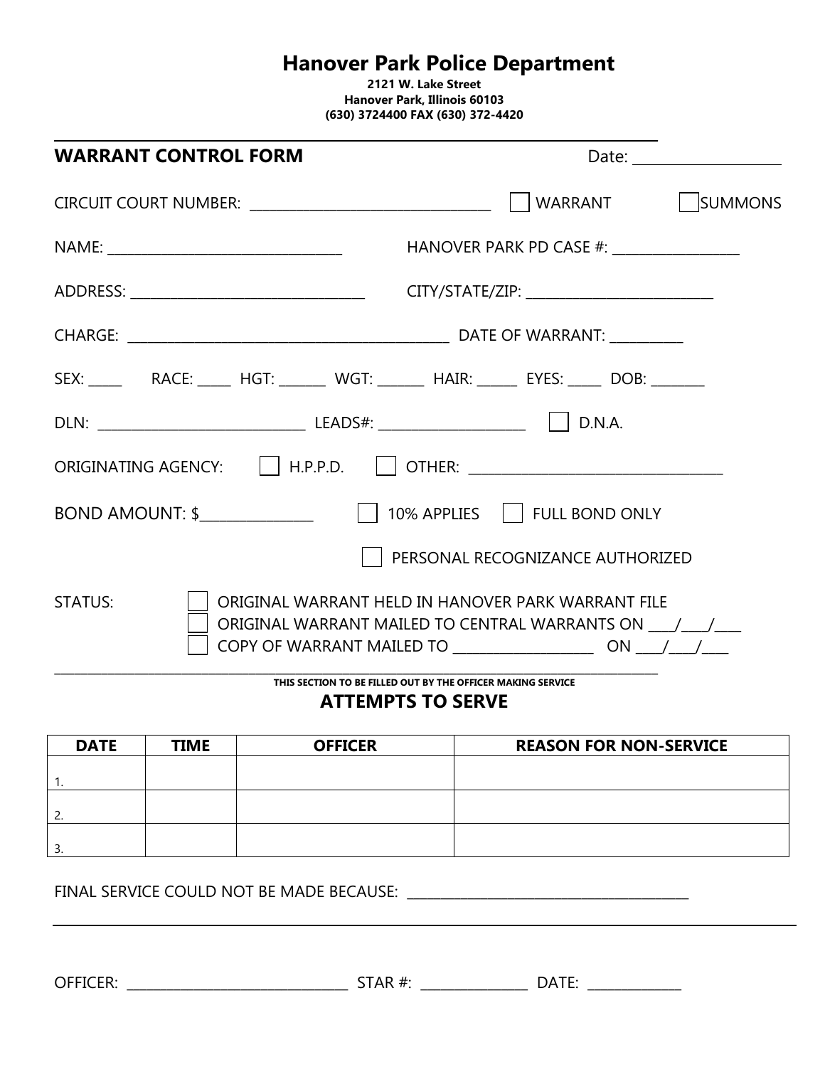# Hanover Park Police Department

**2121 W. Lake Street**
**Hanover Park, Illinois 60103**
**(630) 3724400 FAX (630) 372-4420**

---

## WARRANT CONTROL FORM

Date: ____________________

CIRCUIT COURT NUMBER: ________________________________ ☐ WARRANT ☐ SUMMONS

NAME: ________________________________ HANOVER PARK PD CASE #: _________________

ADDRESS: ________________________________ CITY/STATE/ZIP: __________________________

CHARGE: ____________________________________________ DATE OF WARRANT: __________

SEX: _____ RACE: _____ HGT: _______ WGT: _______ HAIR: ______ EYES: _____ DOB: _______

DLN: ____________________________ LEADS#: ____________________ ☐ D.N.A.

ORIGINATING AGENCY: ☐ H.P.P.D. ☐ OTHER: ___________________________________

BOND AMOUNT: $_______________ ☐ 10% APPLIES ☐ FULL BOND ONLY

☐ PERSONAL RECOGNIZANCE AUTHORIZED

STATUS:
- ☐ ORIGINAL WARRANT HELD IN HANOVER PARK WARRANT FILE
- ☐ ORIGINAL WARRANT MAILED TO CENTRAL WARRANTS ON ____/____/____
- ☐ COPY OF WARRANT MAILED TO ___________________ ON ____/____/____

---

**THIS SECTION TO BE FILLED OUT BY THE OFFICER MAKING SERVICE**

## ATTEMPTS TO SERVE

| DATE | TIME | OFFICER | REASON FOR NON-SERVICE |
|---|---|---|---|
| 1. | | | |
| 2. | | | |
| 3. | | | |

FINAL SERVICE COULD NOT BE MADE BECAUSE: ________________________________________

---

OFFICER: _______________________________ STAR #: _______________ DATE: _____________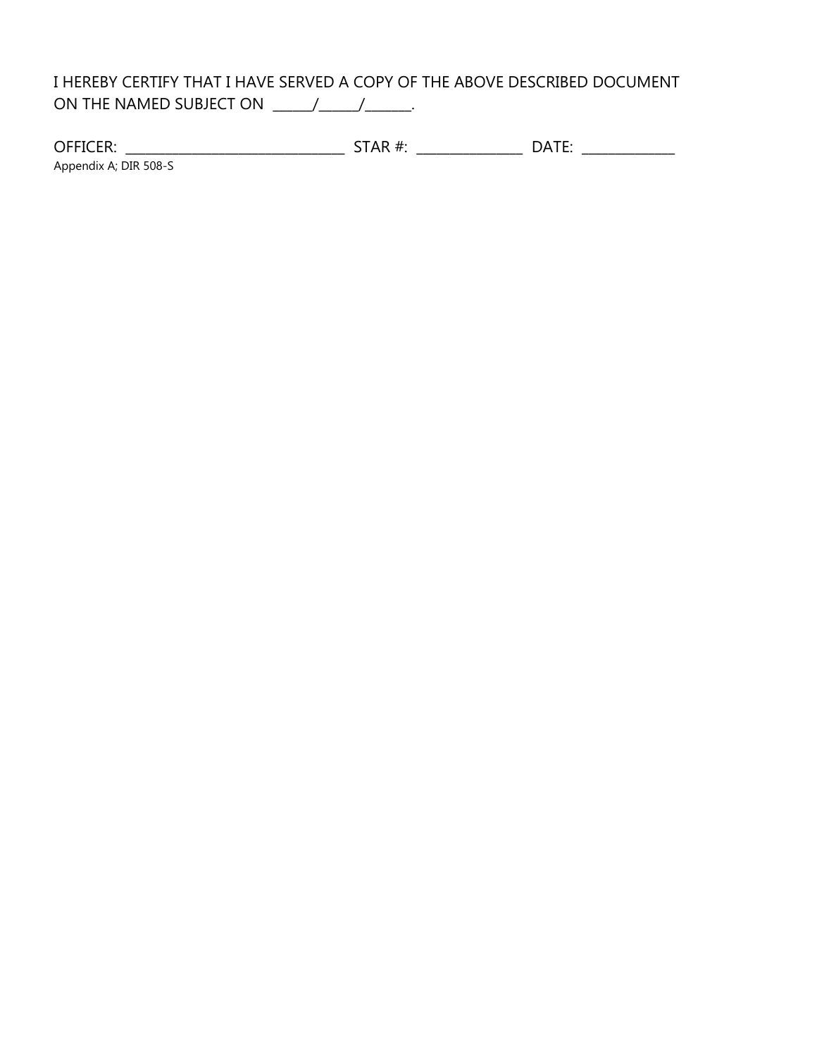I HEREBY CERTIFY THAT I HAVE SERVED A COPY OF THE ABOVE DESCRIBED DOCUMENT ON THE NAMED SUBJECT ON ______/______/_______.

OFFICER: ________________________________ STAR #: ________________ DATE: ______________

Appendix A; DIR 508-S